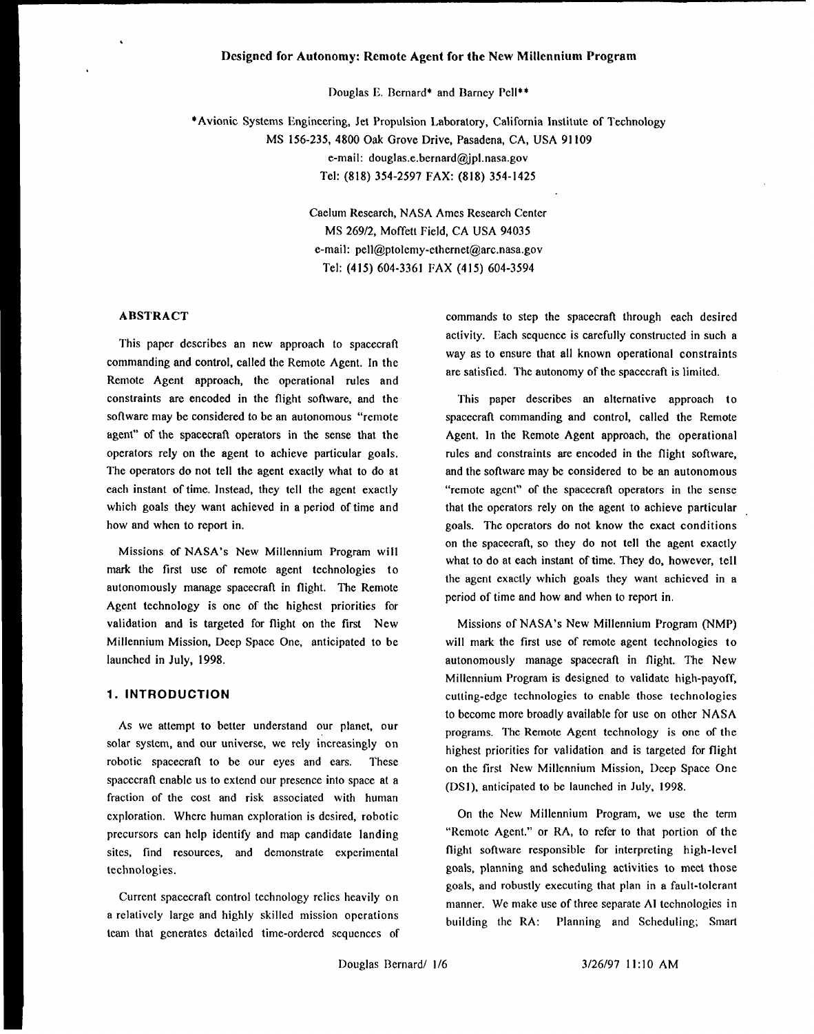# Designed for Autonomy: Remote Agent for the New Millennium Program

Douglas E. Bernard* and Barney Pell**

*Avionic Systems Engineering, Jet Propulsion Laboratory, California Institute of Technology
MS 156-235, 4800 Oak Grove Drive, Pasadena, CA, USA 91109
e-mail: douglas.e.bernard@jpl.nasa.gov
Tel: (818) 354-2597 FAX: (818) 354-1425

Caelum Research, NASA Ames Research Center
MS 269/2, Moffett Field, CA USA 94035
e-mail: pell@ptolemy-ethernet@arc.nasa.gov
Tel: (415) 604-3361 FAX (415) 604-3594

## ABSTRACT

This paper describes an new approach to spacecraft commanding and control, called the Remote Agent. In the Remote Agent approach, the operational rules and constraints are encoded in the flight software, and the software may be considered to be an autonomous "remote agent" of the spacecraft operators in the sense that the operators rely on the agent to achieve particular goals. The operators do not tell the agent exactly what to do at each instant of time. Instead, they tell the agent exactly which goals they want achieved in a period of time and how and when to report in.

Missions of NASA's New Millennium Program will mark the first use of remote agent technologies to autonomously manage spacecraft in flight. The Remote Agent technology is one of the highest priorities for validation and is targeted for flight on the first New Millennium Mission, Deep Space One, anticipated to be launched in July, 1998.

## 1. INTRODUCTION

As we attempt to better understand our planet, our solar system, and our universe, we rely increasingly on robotic spacecraft to be our eyes and ears. These spacecraft enable us to extend our presence into space at a fraction of the cost and risk associated with human exploration. Where human exploration is desired, robotic precursors can help identify and map candidate landing sites, find resources, and demonstrate experimental technologies.

Current spacecraft control technology relies heavily on a relatively large and highly skilled mission operations team that generates detailed time-ordered sequences of commands to step the spacecraft through each desired activity. Each sequence is carefully constructed in such a way as to ensure that all known operational constraints are satisfied. The autonomy of the spacecraft is limited.

This paper describes an alternative approach to spacecraft commanding and control, called the Remote Agent. In the Remote Agent approach, the operational rules and constraints are encoded in the flight software, and the software may be considered to be an autonomous "remote agent" of the spacecraft operators in the sense that the operators rely on the agent to achieve particular goals. The operators do not know the exact conditions on the spacecraft, so they do not tell the agent exactly what to do at each instant of time. They do, however, tell the agent exactly which goals they want achieved in a period of time and how and when to report in.

Missions of NASA's New Millennium Program (NMP) will mark the first use of remote agent technologies to autonomously manage spacecraft in flight. The New Millennium Program is designed to validate high-payoff, cutting-edge technologies to enable those technologies to become more broadly available for use on other NASA programs. The Remote Agent technology is one of the highest priorities for validation and is targeted for flight on the first New Millennium Mission, Deep Space One (DS1), anticipated to be launched in July, 1998.

On the New Millennium Program, we use the term "Remote Agent." or RA, to refer to that portion of the flight software responsible for interpreting high-level goals, planning and scheduling activities to meet those goals, and robustly executing that plan in a fault-tolerant manner. We make use of three separate AI technologies in building the RA: Planning and Scheduling; Smart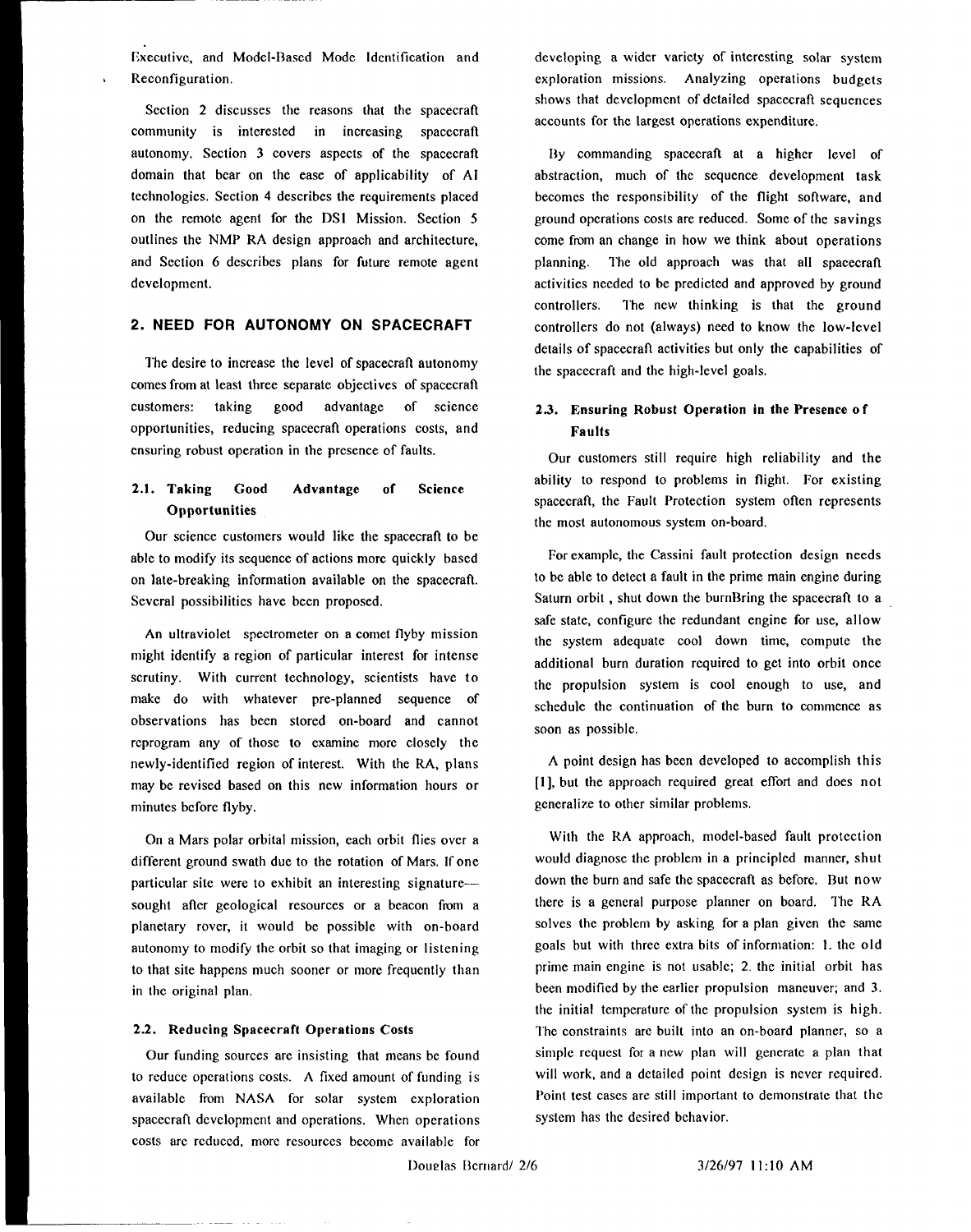Executive, and Model-Based Mode Identification and Reconfiguration.

Section 2 discusses the reasons that the spacecraft community is interested in increasing spacecraft autonomy. Section 3 covers aspects of the spacecraft domain that bear on the ease of applicability of AI technologies. Section 4 describes the requirements placed on the remote agent for the DS1 Mission. Section 5 outlines the NMP RA design approach and architecture, and Section 6 describes plans for future remote agent development.

## 2. NEED FOR AUTONOMY ON SPACECRAFT

The desire to increase the level of spacecraft autonomy comes from at least three separate objectives of spacecraft customers: taking good advantage of science opportunities, reducing spacecraft operations costs, and ensuring robust operation in the presence of faults.

### 2.1. Taking Good Advantage of Science Opportunities

Our science customers would like the spacecraft to be able to modify its sequence of actions more quickly based on late-breaking information available on the spacecraft. Several possibilities have been proposed.

An ultraviolet spectrometer on a comet flyby mission might identify a region of particular interest for intense scrutiny. With current technology, scientists have to make do with whatever pre-planned sequence of observations has been stored on-board and cannot reprogram any of those to examine more closely the newly-identified region of interest. With the RA, plans may be revised based on this new information hours or minutes before flyby.

On a Mars polar orbital mission, each orbit flies over a different ground swath due to the rotation of Mars. If one particular site were to exhibit an interesting signature—sought after geological resources or a beacon from a planetary rover, it would be possible with on-board autonomy to modify the orbit so that imaging or listening to that site happens much sooner or more frequently than in the original plan.

### 2.2. Reducing Spacecraft Operations Costs

Our funding sources are insisting that means be found to reduce operations costs. A fixed amount of funding is available from NASA for solar system exploration spacecraft development and operations. When operations costs are reduced, more resources become available for developing a wider variety of interesting solar system exploration missions. Analyzing operations budgets shows that development of detailed spacecraft sequences accounts for the largest operations expenditure.

By commanding spacecraft at a higher level of abstraction, much of the sequence development task becomes the responsibility of the flight software, and ground operations costs are reduced. Some of the savings come from an change in how we think about operations planning. The old approach was that all spacecraft activities needed to be predicted and approved by ground controllers. The new thinking is that the ground controllers do not (always) need to know the low-level details of spacecraft activities but only the capabilities of the spacecraft and the high-level goals.

### 2.3. Ensuring Robust Operation in the Presence of Faults

Our customers still require high reliability and the ability to respond to problems in flight. For existing spacecraft, the Fault Protection system often represents the most autonomous system on-board.

For example, the Cassini fault protection design needs to be able to detect a fault in the prime main engine during Saturn orbit , shut down the burnBring the spacecraft to a safe state, configure the redundant engine for use, allow the system adequate cool down time, compute the additional burn duration required to get into orbit once the propulsion system is cool enough to use, and schedule the continuation of the burn to commence as soon as possible.

A point design has been developed to accomplish this [1], but the approach required great effort and does not generalize to other similar problems.

With the RA approach, model-based fault protection would diagnose the problem in a principled manner, shut down the burn and safe the spacecraft as before. But now there is a general purpose planner on board. The RA solves the problem by asking for a plan given the same goals but with three extra bits of information: 1. the old prime main engine is not usable; 2. the initial orbit has been modified by the earlier propulsion maneuver; and 3. the initial temperature of the propulsion system is high. The constraints are built into an on-board planner, so a simple request for a new plan will generate a plan that will work, and a detailed point design is never required. Point test cases are still important to demonstrate that the system has the desired behavior.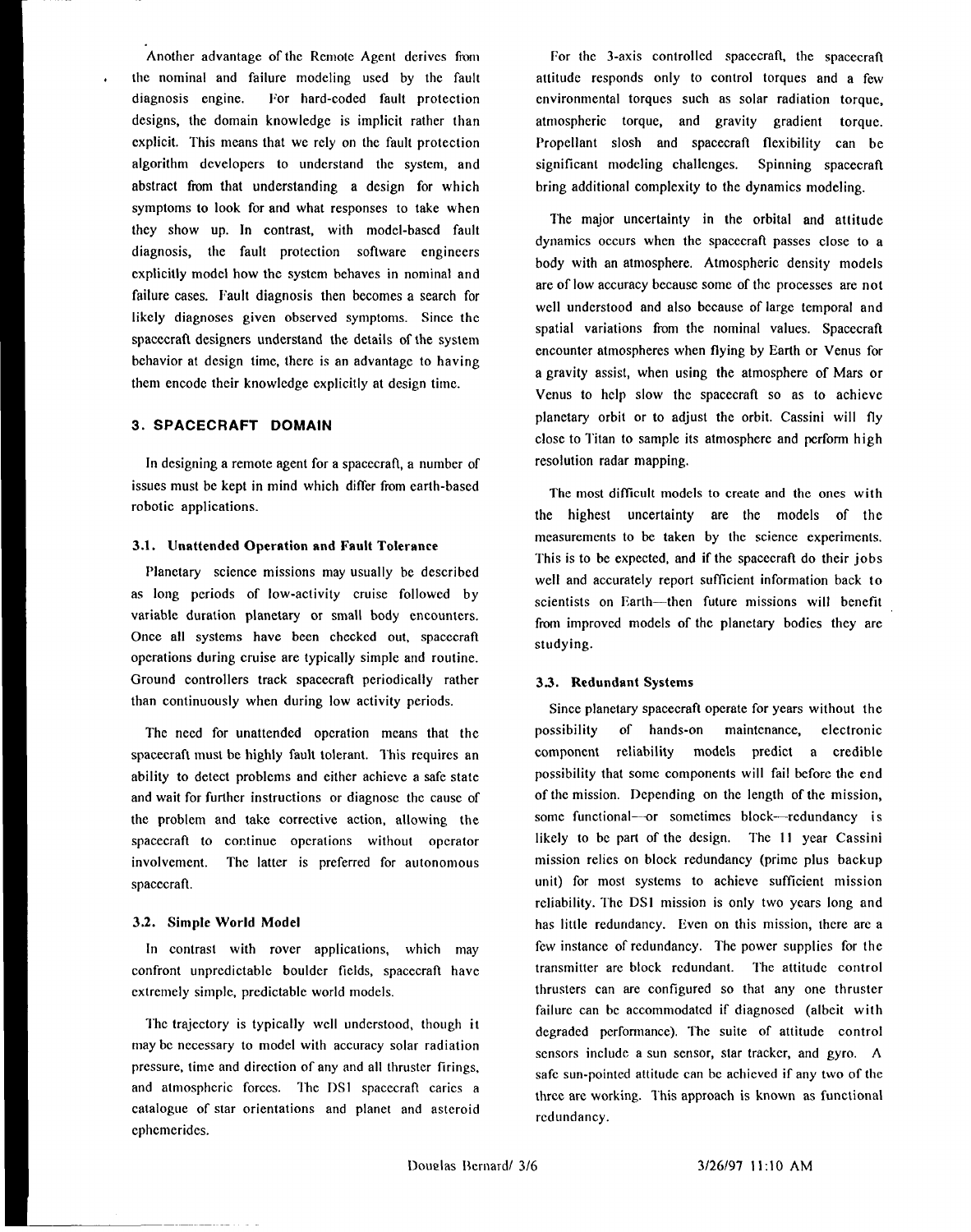Another advantage of the Remote Agent derives from the nominal and failure modeling used by the fault diagnosis engine. For hard-coded fault protection designs, the domain knowledge is implicit rather than explicit. This means that we rely on the fault protection algorithm developers to understand the system, and abstract from that understanding a design for which symptoms to look for and what responses to take when they show up. In contrast, with model-based fault diagnosis, the fault protection software engineers explicitly model how the system behaves in nominal and failure cases. Fault diagnosis then becomes a search for likely diagnoses given observed symptoms. Since the spacecraft designers understand the details of the system behavior at design time, there is an advantage to having them encode their knowledge explicitly at design time.

## 3. SPACECRAFT DOMAIN

In designing a remote agent for a spacecraft, a number of issues must be kept in mind which differ from earth-based robotic applications.

### 3.1. Unattended Operation and Fault Tolerance

Planetary science missions may usually be described as long periods of low-activity cruise followed by variable duration planetary or small body encounters. Once all systems have been checked out, spacecraft operations during cruise are typically simple and routine. Ground controllers track spacecraft periodically rather than continuously when during low activity periods.

The need for unattended operation means that the spacecraft must be highly fault tolerant. This requires an ability to detect problems and either achieve a safe state and wait for further instructions or diagnose the cause of the problem and take corrective action, allowing the spacecraft to continue operations without operator involvement. The latter is preferred for autonomous spacecraft.

### 3.2. Simple World Model

In contrast with rover applications, which may confront unpredictable boulder fields, spacecraft have extremely simple, predictable world models.

The trajectory is typically well understood, though it may be necessary to model with accuracy solar radiation pressure, time and direction of any and all thruster firings, and atmospheric forces. The DS1 spacecraft caries a catalogue of star orientations and planet and asteroid ephemerides.

For the 3-axis controlled spacecraft, the spacecraft attitude responds only to control torques and a few environmental torques such as solar radiation torque, atmospheric torque, and gravity gradient torque. Propellant slosh and spacecraft flexibility can be significant modeling challenges. Spinning spacecraft bring additional complexity to the dynamics modeling.

The major uncertainty in the orbital and attitude dynamics occurs when the spacecraft passes close to a body with an atmosphere. Atmospheric density models are of low accuracy because some of the processes are not well understood and also because of large temporal and spatial variations from the nominal values. Spacecraft encounter atmospheres when flying by Earth or Venus for a gravity assist, when using the atmosphere of Mars or Venus to help slow the spacecraft so as to achieve planetary orbit or to adjust the orbit. Cassini will fly close to Titan to sample its atmosphere and perform high resolution radar mapping.

The most difficult models to create and the ones with the highest uncertainty are the models of the measurements to be taken by the science experiments. This is to be expected, and if the spacecraft do their jobs well and accurately report sufficient information back to scientists on Earth—then future missions will benefit from improved models of the planetary bodies they are studying.

### 3.3. Redundant Systems

Since planetary spacecraft operate for years without the possibility of hands-on maintenance, electronic component reliability models predict a credible possibility that some components will fail before the end of the mission. Depending on the length of the mission, some functional—or sometimes block—redundancy is likely to be part of the design. The 11 year Cassini mission relies on block redundancy (prime plus backup unit) for most systems to achieve sufficient mission reliability. The DS1 mission is only two years long and has little redundancy. Even on this mission, there are a few instance of redundancy. The power supplies for the transmitter are block redundant. The attitude control thrusters can are configured so that any one thruster failure can be accommodated if diagnosed (albeit with degraded performance). The suite of attitude control sensors include a sun sensor, star tracker, and gyro. A safe sun-pointed attitude can be achieved if any two of the three are working. This approach is known as functional redundancy.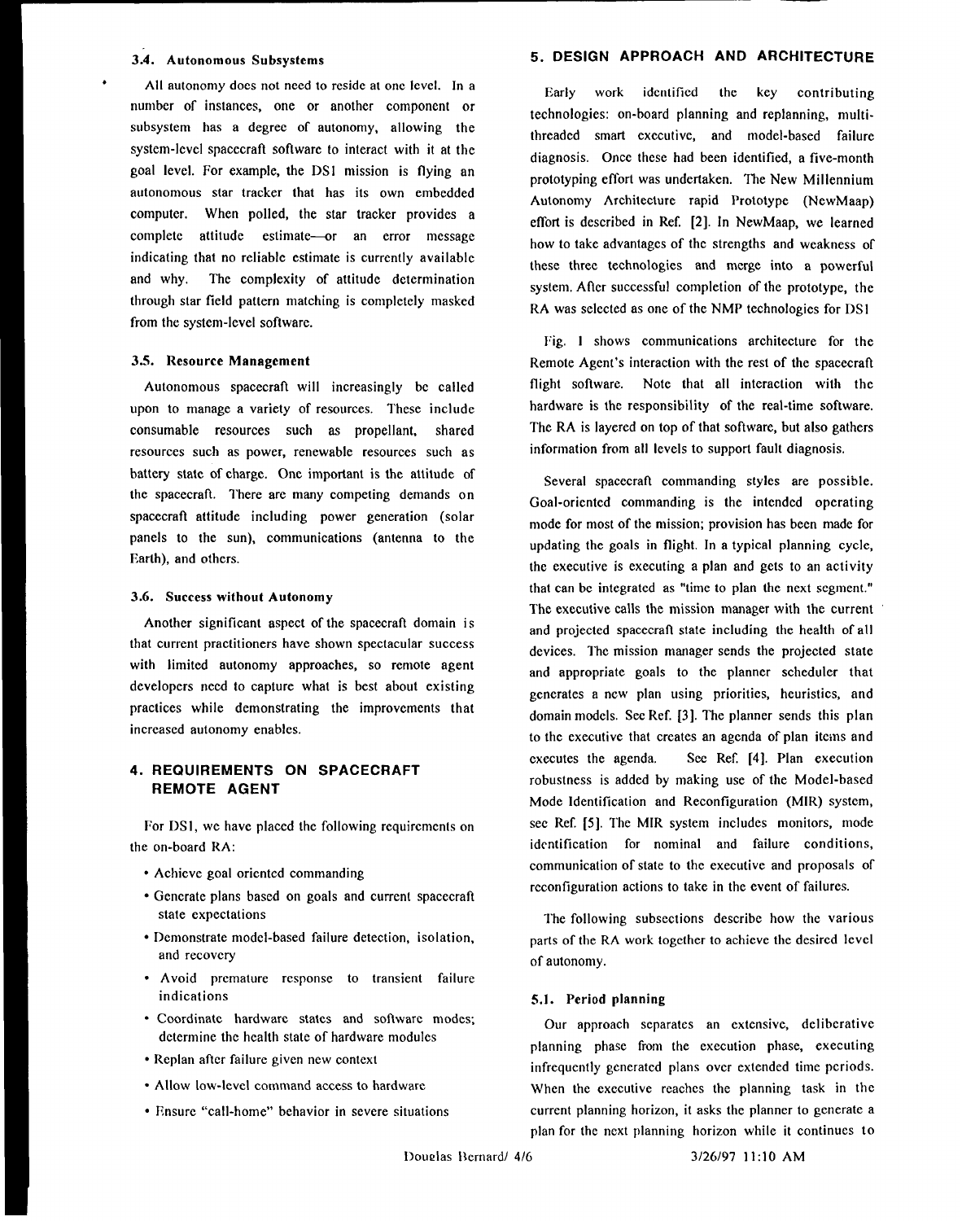### 3.4. Autonomous Subsystems

All autonomy does not need to reside at one level. In a number of instances, one or another component or subsystem has a degree of autonomy, allowing the system-level spacecraft software to interact with it at the goal level. For example, the DS1 mission is flying an autonomous star tracker that has its own embedded computer. When polled, the star tracker provides a complete attitude estimate—or an error message indicating that no reliable estimate is currently available and why. The complexity of attitude determination through star field pattern matching is completely masked from the system-level software.

### 3.5. Resource Management

Autonomous spacecraft will increasingly be called upon to manage a variety of resources. These include consumable resources such as propellant, shared resources such as power, renewable resources such as battery state of charge. One important is the attitude of the spacecraft. There are many competing demands on spacecraft attitude including power generation (solar panels to the sun), communications (antenna to the Earth), and others.

### 3.6. Success without Autonomy

Another significant aspect of the spacecraft domain is that current practitioners have shown spectacular success with limited autonomy approaches, so remote agent developers need to capture what is best about existing practices while demonstrating the improvements that increased autonomy enables.

## 4. REQUIREMENTS ON SPACECRAFT REMOTE AGENT

For DS1, we have placed the following requirements on the on-board RA:

- Achieve goal oriented commanding
- Generate plans based on goals and current spacecraft state expectations
- Demonstrate model-based failure detection, isolation, and recovery
- Avoid premature response to transient failure indications
- Coordinate hardware states and software modes; determine the health state of hardware modules
- Replan after failure given new context
- Allow low-level command access to hardware
- Ensure "call-home" behavior in severe situations

## 5. DESIGN APPROACH AND ARCHITECTURE

Early work identified the key contributing technologies: on-board planning and replanning, multi-threaded smart executive, and model-based failure diagnosis. Once these had been identified, a five-month prototyping effort was undertaken. The New Millennium Autonomy Architecture rapid Prototype (NewMaap) effort is described in Ref. [2]. In NewMaap, we learned how to take advantages of the strengths and weakness of these three technologies and merge into a powerful system. After successful completion of the prototype, the RA was selected as one of the NMP technologies for DS1

Fig. 1 shows communications architecture for the Remote Agent's interaction with the rest of the spacecraft flight software. Note that all interaction with the hardware is the responsibility of the real-time software. The RA is layered on top of that software, but also gathers information from all levels to support fault diagnosis.

Several spacecraft commanding styles are possible. Goal-oriented commanding is the intended operating mode for most of the mission; provision has been made for updating the goals in flight. In a typical planning cycle, the executive is executing a plan and gets to an activity that can be integrated as "time to plan the next segment." The executive calls the mission manager with the current and projected spacecraft state including the health of all devices. The mission manager sends the projected state and appropriate goals to the planner scheduler that generates a new plan using priorities, heuristics, and domain models. See Ref. [3]. The planner sends this plan to the executive that creates an agenda of plan items and executes the agenda. See Ref. [4]. Plan execution robustness is added by making use of the Model-based Mode Identification and Reconfiguration (MIR) system, see Ref. [5]. The MIR system includes monitors, mode identification for nominal and failure conditions, communication of state to the executive and proposals of reconfiguration actions to take in the event of failures.

The following subsections describe how the various parts of the RA work together to achieve the desired level of autonomy.

### 5.1. Period planning

Our approach separates an extensive, deliberative planning phase from the execution phase, executing infrequently generated plans over extended time periods. When the executive reaches the planning task in the current planning horizon, it asks the planner to generate a plan for the next planning horizon while it continues to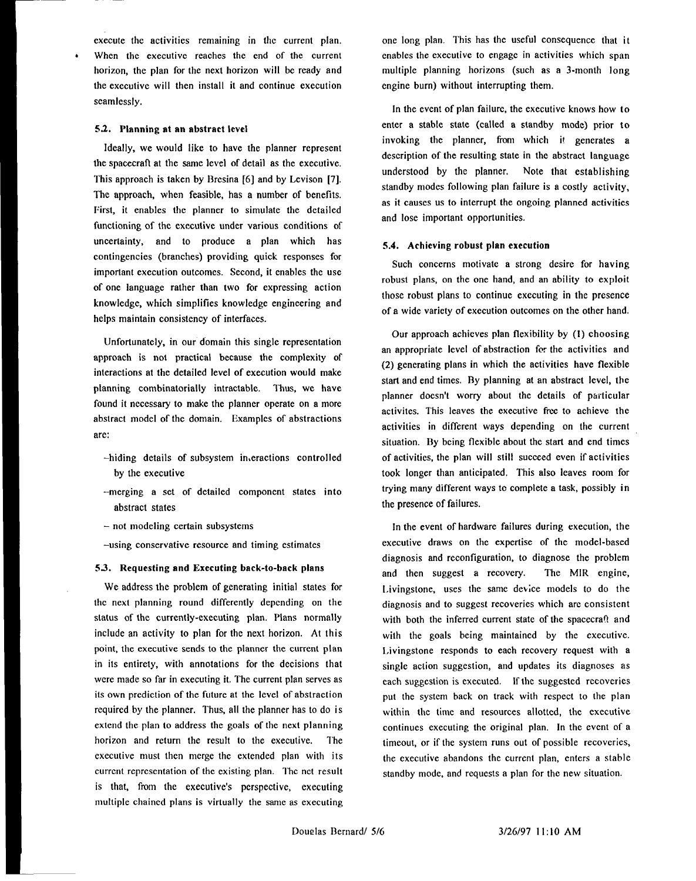execute the activities remaining in the current plan.

- When the executive reaches the end of the current horizon, the plan for the next horizon will be ready and the executive will then install it and continue execution seamlessly.

### 5.2. Planning at an abstract level

Ideally, we would like to have the planner represent the spacecraft at the same level of detail as the executive. This approach is taken by Bresina [6] and by Levison [7]. The approach, when feasible, has a number of benefits. First, it enables the planner to simulate the detailed functioning of the executive under various conditions of uncertainty, and to produce a plan which has contingencies (branches) providing quick responses for important execution outcomes. Second, it enables the use of one language rather than two for expressing action knowledge, which simplifies knowledge engineering and helps maintain consistency of interfaces.

Unfortunately, in our domain this single representation approach is not practical because the complexity of interactions at the detailed level of execution would make planning combinatorially intractable. Thus, we have found it necessary to make the planner operate on a more abstract model of the domain. Examples of abstractions are:

- hiding details of subsystem interactions controlled by the executive
- merging a set of detailed component states into abstract states
- not modeling certain subsystems
- using conservative resource and timing estimates

### 5.3. Requesting and Executing back-to-back plans

We address the problem of generating initial states for the next planning round differently depending on the status of the currently-executing plan. Plans normally include an activity to plan for the next horizon. At this point, the executive sends to the planner the current plan in its entirety, with annotations for the decisions that were made so far in executing it. The current plan serves as its own prediction of the future at the level of abstraction required by the planner. Thus, all the planner has to do is extend the plan to address the goals of the next planning horizon and return the result to the executive. The executive must then merge the extended plan with its current representation of the existing plan. The net result is that, from the executive's perspective, executing multiple chained plans is virtually the same as executing one long plan. This has the useful consequence that it enables the executive to engage in activities which span multiple planning horizons (such as a 3-month long engine burn) without interrupting them.

In the event of plan failure, the executive knows how to enter a stable state (called a standby mode) prior to invoking the planner, from which it generates a description of the resulting state in the abstract language understood by the planner. Note that establishing standby modes following plan failure is a costly activity, as it causes us to interrupt the ongoing planned activities and lose important opportunities.

### 5.4. Achieving robust plan execution

Such concerns motivate a strong desire for having robust plans, on the one hand, and an ability to exploit those robust plans to continue executing in the presence of a wide variety of execution outcomes on the other hand.

Our approach achieves plan flexibility by (1) choosing an appropriate level of abstraction for the activities and (2) generating plans in which the activities have flexible start and end times. By planning at an abstract level, the planner doesn't worry about the details of particular activites. This leaves the executive free to achieve the activities in different ways depending on the current situation. By being flexible about the start and end times of activities, the plan will still succeed even if activities took longer than anticipated. This also leaves room for trying many different ways to complete a task, possibly in the presence of failures.

In the event of hardware failures during execution, the executive draws on the expertise of the model-based diagnosis and reconfiguration, to diagnose the problem and then suggest a recovery. The MIR engine, Livingstone, uses the same device models to do the diagnosis and to suggest recoveries which are consistent with both the inferred current state of the spacecraft and with the goals being maintained by the executive. Livingstone responds to each recovery request with a single action suggestion, and updates its diagnoses as each suggestion is executed. If the suggested recoveries put the system back on track with respect to the plan within the time and resources allotted, the executive continues executing the original plan. In the event of a timeout, or if the system runs out of possible recoveries, the executive abandons the current plan, enters a stable standby mode, and requests a plan for the new situation.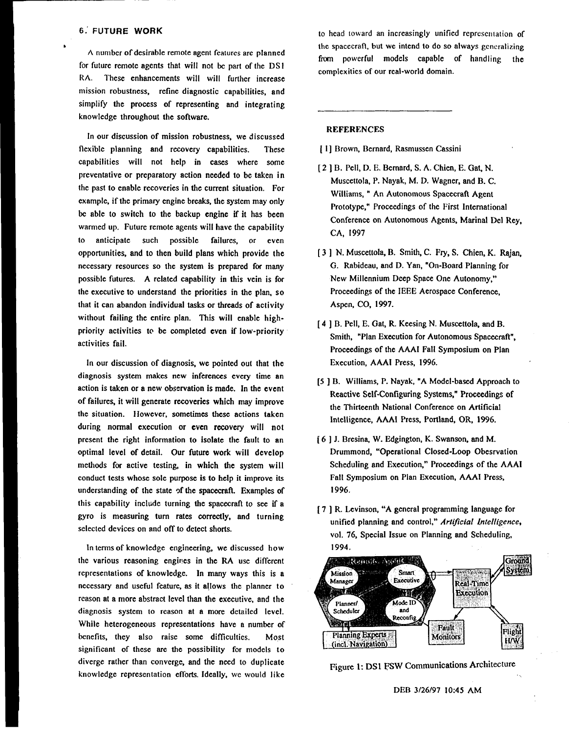## 6. FUTURE WORK

A number of desirable remote agent features are planned for future remote agents that will not be part of the DS1 RA. These enhancements will will further increase mission robustness, refine diagnostic capabilities, and simplify the process of representing and integrating knowledge throughout the software.

In our discussion of mission robustness, we discussed flexible planning and recovery capabilities. These capabilities will not help in cases where some preventative or preparatory action needed to be taken in the past to enable recoveries in the current situation. For example, if the primary engine breaks, the system may only be able to switch to the backup engine if it has been warmed up. Future remote agents will have the capability to anticipate such possible failures, or even opportunities, and to then build plans which provide the necessary resources so the system is prepared for many possible futures. A related capability in this vein is for the executive to understand the priorities in the plan, so that it can abandon individual tasks or threads of activity without failing the entire plan. This will enable high-priority activities to be completed even if low-priority activities fail.

In our discussion of diagnosis, we pointed out that the diagnosis system makes new inferences every time an action is taken or a new observation is made. In the event of failures, it will generate recoveries which may improve the situation. However, sometimes these actions taken during normal execution or even recovery will not present the right information to isolate the fault to an optimal level of detail. Our future work will develop methods for active testing, in which the system will conduct tests whose sole purpose is to help it improve its understanding of the state of the spacecraft. Examples of this capability include turning the spacecraft to see if a gyro is measuring turn rates correctly, and turning selected devices on and off to detect shorts.

In terms of knowledge engineering, we discussed how the various reasoning engines in the RA use different representations of knowledge. In many ways this is a necessary and useful feature, as it allows the planner to reason at a more abstract level than the executive, and the diagnosis system to reason at a more detailed level. While heterogeneous representations have a number of benefits, they also raise some difficulties. Most significant of these are the possibility for models to diverge rather than converge, and the need to duplicate knowledge representation efforts. Ideally, we would like to head toward an increasingly unified representation of the spacecraft, but we intend to do so always generalizing from powerful models capable of handling the complexities of our real-world domain.

---

### REFERENCES

[1] Brown, Bernard, Rasmussen Cassini

[2] B. Pell, D. E. Bernard, S. A. Chien, E. Gat, N. Muscettola, P. Nayak, M. D. Wagner, and B. C. Williams, " An Autonomous Spacecraft Agent Prototype," Proceedings of the First International Conference on Autonomous Agents, Marinal Del Rey, CA, 1997

[3] N. Muscettola, B. Smith, C. Fry, S. Chien, K. Rajan, G. Rabideau, and D. Yan, "On-Board Planning for New Millennium Deep Space One Autonomy," Proceedings of the IEEE Aerospace Conference, Aspen, CO, 1997.

[4] B. Pell, E. Gat, R. Keesing N. Muscettola, and B. Smith, "Plan Execution for Autonomous Spacecraft", Proceedings of the AAAI Fall Symposium on Plan Execution, AAAI Press, 1996.

[5] B. Williams, P. Nayak, "A Model-based Approach to Reactive Self-Configuring Systems," Proceedings of the Thirteenth National Conference on Artificial Intelligence, AAAI Press, Portland, OR, 1996.

[6] J. Bresina, W. Edgington, K. Swanson, and M. Drummond, "Operational Closed-Loop Obesrvation Scheduling and Execution," Proceedings of the AAAI Fall Symposium on Plan Execution, AAAI Press, 1996.

[7] R. Levinson, "A general programming language for unified planning and control," *Artificial Intelligence*, vol. 76, Special Issue on Planning and Scheduling, 1994.

Remote Agent
Mission Manager
Smart Executive
Planner/ Scheduler
Mode ID and Reconfig
Ground System
Real-Time Execution
Fault Monitors
Flight H/W
Planning Experts (incl. Navigation)

Figure 1: DS1 FSW Communications Architecture

DEB 3/26/97 10:45 AM